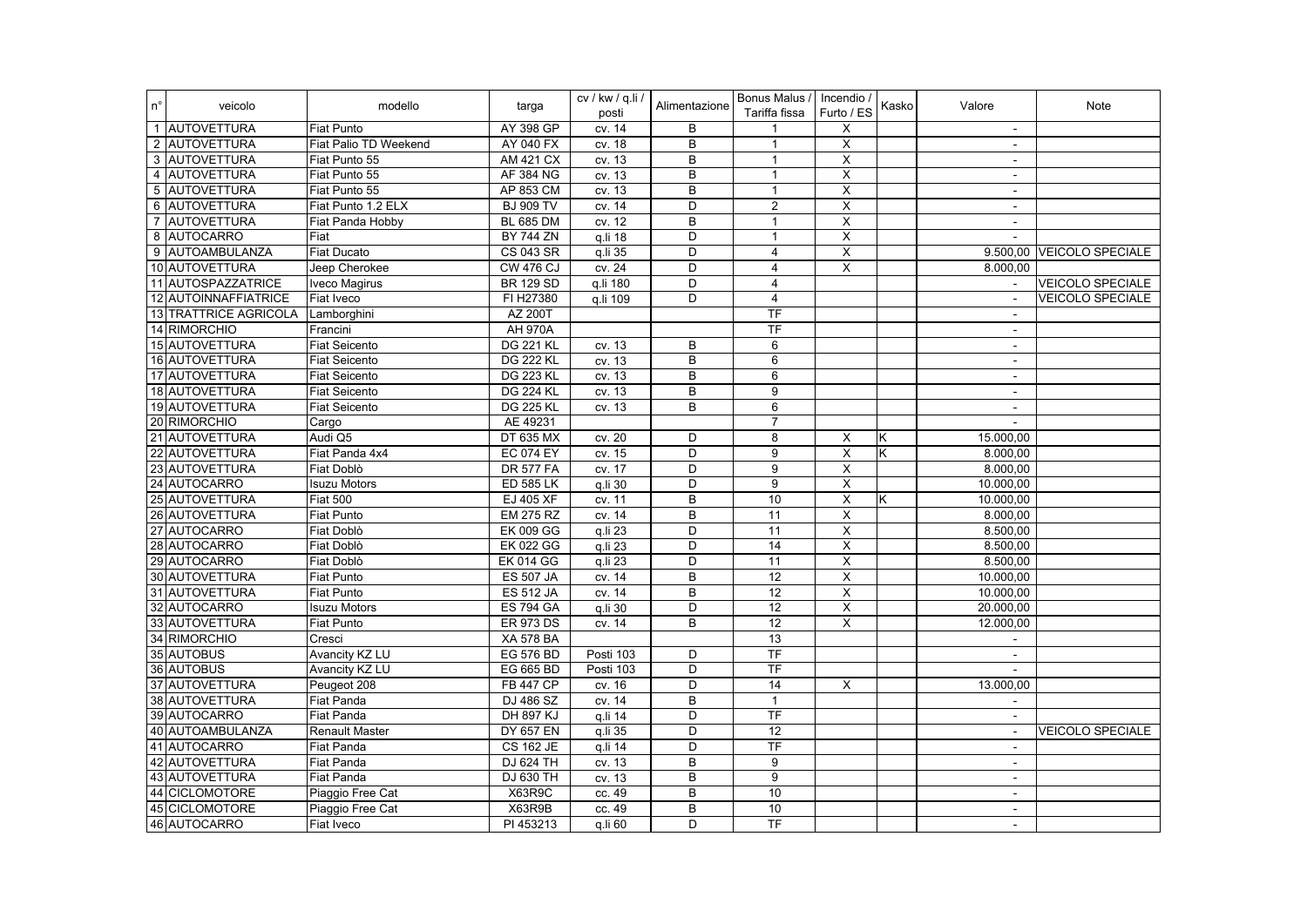| n° | veicolo | modello | targa | cv / kw / q.li / posti | Alimentazione | Bonus Malus / Tariffa fissa | Incendio / Furto / ES | Kasko | Valore | Note |
|---|---|---|---|---|---|---|---|---|---|---|
| 1 | AUTOVETTURA | Fiat Punto | AY 398 GP | cv. 14 | B | 1 | X | | - | |
| 2 | AUTOVETTURA | Fiat Palio TD Weekend | AY 040 FX | cv. 18 | B | 1 | X | | - | |
| 3 | AUTOVETTURA | Fiat Punto 55 | AM 421 CX | cv. 13 | B | 1 | X | | - | |
| 4 | AUTOVETTURA | Fiat Punto 55 | AF 384 NG | cv. 13 | B | 1 | X | | - | |
| 5 | AUTOVETTURA | Fiat Punto 55 | AP 853 CM | cv. 13 | B | 1 | X | | - | |
| 6 | AUTOVETTURA | Fiat Punto 1.2 ELX | BJ 909 TV | cv. 14 | D | 2 | X | | - | |
| 7 | AUTOVETTURA | Fiat Panda Hobby | BL 685 DM | cv. 12 | B | 1 | X | | - | |
| 8 | AUTOCARRO | Fiat | BY 744 ZN | q.li 18 | D | 1 | X | | - | |
| 9 | AUTOAMBULANZA | Fiat Ducato | CS 043 SR | q.li 35 | D | 4 | X | | 9.500,00 | VEICOLO SPECIALE |
| 10 | AUTOVETTURA | Jeep Cherokee | CW 476 CJ | cv. 24 | D | 4 | X | | 8.000,00 | |
| 11 | AUTOSPAZZATRICE | Iveco Magirus | BR 129 SD | q.li 180 | D | 4 | | | - | VEICOLO SPECIALE |
| 12 | AUTOINNAFFIATRICE | Fiat Iveco | FI H27380 | q.li 109 | D | 4 | | | - | VEICOLO SPECIALE |
| 13 | TRATTRICE AGRICOLA | Lamborghini | AZ 200T | | | TF | | | - | |
| 14 | RIMORCHIO | Francini | AH 970A | | | TF | | | - | |
| 15 | AUTOVETTURA | Fiat Seicento | DG 221 KL | cv. 13 | B | 6 | | | - | |
| 16 | AUTOVETTURA | Fiat Seicento | DG 222 KL | cv. 13 | B | 6 | | | - | |
| 17 | AUTOVETTURA | Fiat Seicento | DG 223 KL | cv. 13 | B | 6 | | | - | |
| 18 | AUTOVETTURA | Fiat Seicento | DG 224 KL | cv. 13 | B | 9 | | | - | |
| 19 | AUTOVETTURA | Fiat Seicento | DG 225 KL | cv. 13 | B | 6 | | | - | |
| 20 | RIMORCHIO | Cargo | AE 49231 | | | 7 | | | - | |
| 21 | AUTOVETTURA | Audi Q5 | DT 635 MX | cv. 20 | D | 8 | X | K | 15.000,00 | |
| 22 | AUTOVETTURA | Fiat Panda 4x4 | EC 074 EY | cv. 15 | D | 9 | X | K | 8.000,00 | |
| 23 | AUTOVETTURA | Fiat Doblò | DR 577 FA | cv. 17 | D | 9 | X | | 8.000,00 | |
| 24 | AUTOCARRO | Isuzu Motors | ED 585 LK | q.li 30 | D | 9 | X | | 10.000,00 | |
| 25 | AUTOVETTURA | Fiat 500 | EJ 405 XF | cv. 11 | B | 10 | X | K | 10.000,00 | |
| 26 | AUTOVETTURA | Fiat Punto | EM 275 RZ | cv. 14 | B | 11 | X | | 8.000,00 | |
| 27 | AUTOCARRO | Fiat Doblò | EK 009 GG | q.li 23 | D | 11 | X | | 8.500,00 | |
| 28 | AUTOCARRO | Fiat Doblò | EK 022 GG | q.li 23 | D | 14 | X | | 8.500,00 | |
| 29 | AUTOCARRO | Fiat Doblò | EK 014 GG | q.li 23 | D | 11 | X | | 8.500,00 | |
| 30 | AUTOVETTURA | Fiat Punto | ES 507 JA | cv. 14 | B | 12 | X | | 10.000,00 | |
| 31 | AUTOVETTURA | Fiat Punto | ES 512 JA | cv. 14 | B | 12 | X | | 10.000,00 | |
| 32 | AUTOCARRO | Isuzu Motors | ES 794 GA | q.li 30 | D | 12 | X | | 20.000,00 | |
| 33 | AUTOVETTURA | Fiat Punto | ER 973 DS | cv. 14 | B | 12 | X | | 12.000,00 | |
| 34 | RIMORCHIO | Cresci | XA 578 BA | | | 13 | | | - | |
| 35 | AUTOBUS | Avancity KZ LU | EG 576 BD | Posti 103 | D | TF | | | - | |
| 36 | AUTOBUS | Avancity KZ LU | EG 665 BD | Posti 103 | D | TF | | | - | |
| 37 | AUTOVETTURA | Peugeot 208 | FB 447 CP | cv. 16 | D | 14 | X | | 13.000,00 | |
| 38 | AUTOVETTURA | Fiat Panda | DJ 486 SZ | cv. 14 | B | 1 | | | - | |
| 39 | AUTOCARRO | Fiat Panda | DH 897 KJ | q.li 14 | D | TF | | | - | |
| 40 | AUTOAMBULANZA | Renault Master | DY 657 EN | q.li 35 | D | 12 | | | - | VEICOLO SPECIALE |
| 41 | AUTOCARRO | Fiat Panda | CS 162 JE | q.li 14 | D | TF | | | - | |
| 42 | AUTOVETTURA | Fiat Panda | DJ 624 TH | cv. 13 | B | 9 | | | - | |
| 43 | AUTOVETTURA | Fiat Panda | DJ 630 TH | cv. 13 | B | 9 | | | - | |
| 44 | CICLOMOTORE | Piaggio Free Cat | X63R9C | cc. 49 | B | 10 | | | - | |
| 45 | CICLOMOTORE | Piaggio Free Cat | X63R9B | cc. 49 | B | 10 | | | - | |
| 46 | AUTOCARRO | Fiat Iveco | PI 453213 | q.li 60 | D | TF | | | - | |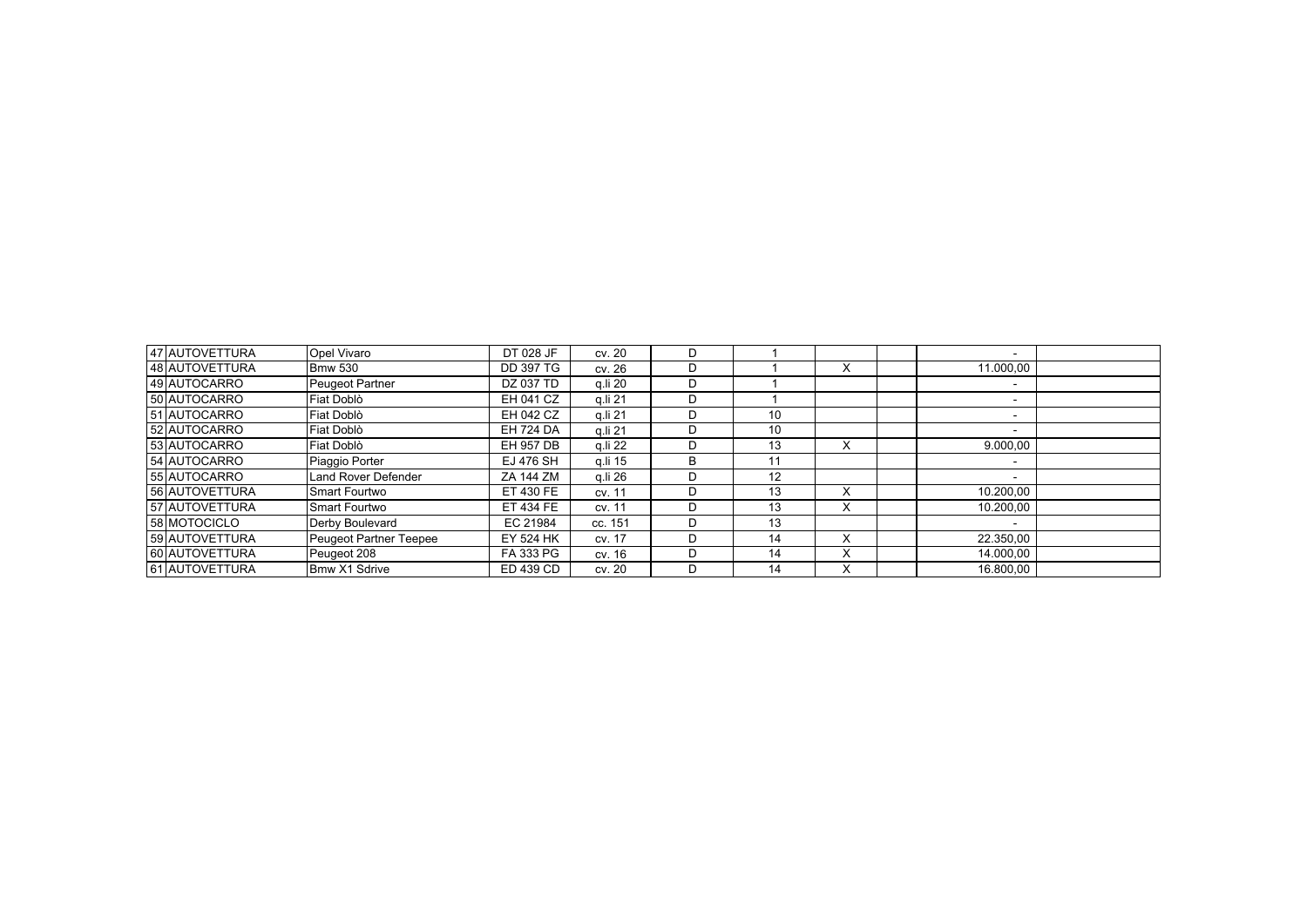| | | | | | | | | | | |
|---|---|---|---|---|---|---|---|---|---|---|
| 47 | AUTOVETTURA | Opel Vivaro | DT 028 JF | cv. 20 | D | 1 | | | - | |
| 48 | AUTOVETTURA | Bmw 530 | DD 397 TG | cv. 26 | D | 1 | X | | 11.000,00 | |
| 49 | AUTOCARRO | Peugeot Partner | DZ 037 TD | q.li 20 | D | 1 | | | - | |
| 50 | AUTOCARRO | Fiat Doblò | EH 041 CZ | q.li 21 | D | 1 | | | - | |
| 51 | AUTOCARRO | Fiat Doblò | EH 042 CZ | q.li 21 | D | 10 | | | - | |
| 52 | AUTOCARRO | Fiat Doblò | EH 724 DA | q.li 21 | D | 10 | | | - | |
| 53 | AUTOCARRO | Fiat Doblò | EH 957 DB | q.li 22 | D | 13 | X | | 9.000,00 | |
| 54 | AUTOCARRO | Piaggio Porter | EJ 476 SH | q.li 15 | B | 11 | | | - | |
| 55 | AUTOCARRO | Land Rover Defender | ZA 144 ZM | q.li 26 | D | 12 | | | - | |
| 56 | AUTOVETTURA | Smart Fourtwo | ET 430 FE | cv. 11 | D | 13 | X | | 10.200,00 | |
| 57 | AUTOVETTURA | Smart Fourtwo | ET 434 FE | cv. 11 | D | 13 | X | | 10.200,00 | |
| 58 | MOTOCICLO | Derby Boulevard | EC 21984 | cc. 151 | D | 13 | | | - | |
| 59 | AUTOVETTURA | Peugeot Partner Teepee | EY 524 HK | cv. 17 | D | 14 | X | | 22.350,00 | |
| 60 | AUTOVETTURA | Peugeot 208 | FA 333 PG | cv. 16 | D | 14 | X | | 14.000,00 | |
| 61 | AUTOVETTURA | Bmw X1 Sdrive | ED 439 CD | cv. 20 | D | 14 | X | | 16.800,00 | |